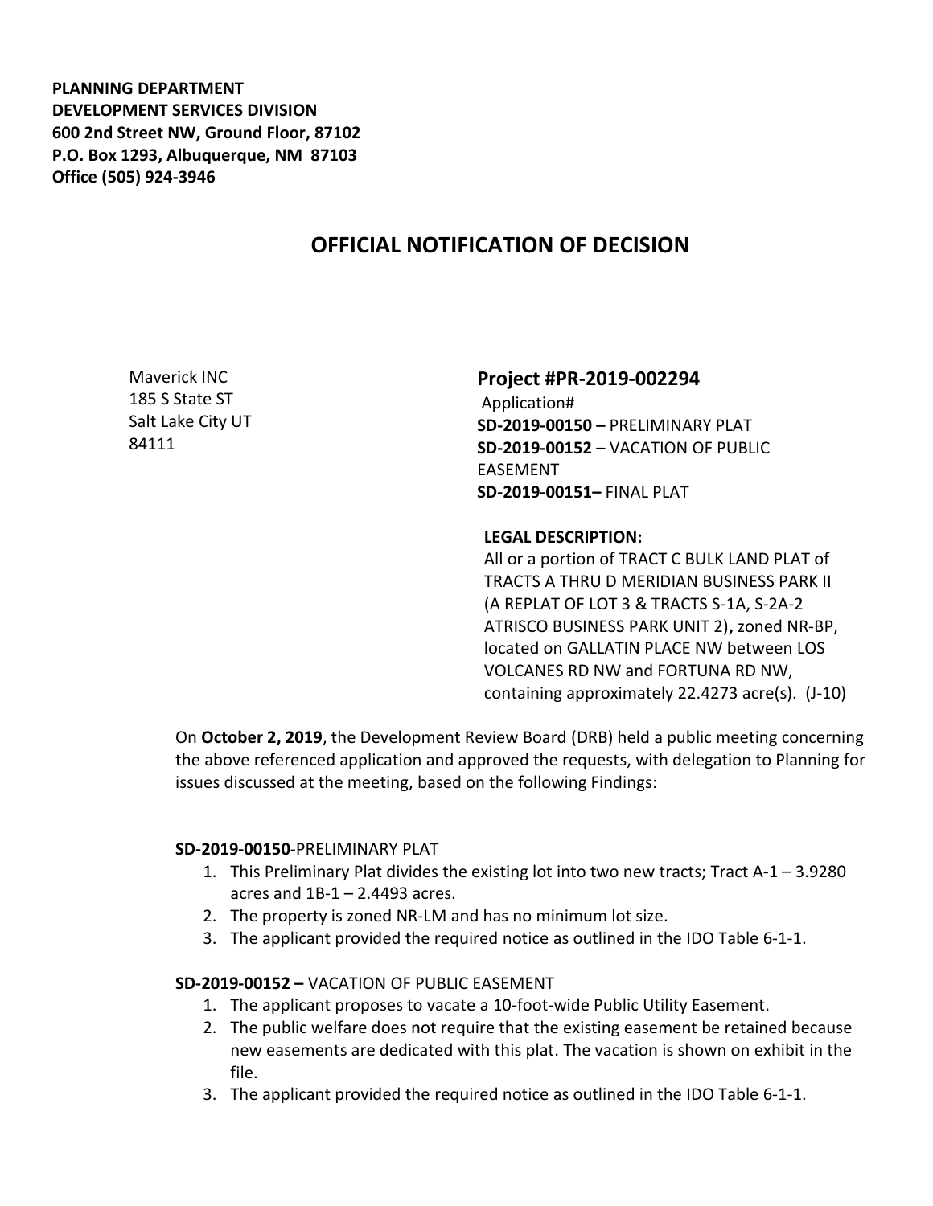**PLANNING DEPARTMENT**
**DEVELOPMENT SERVICES DIVISION**
**600 2nd Street NW, Ground Floor, 87102**
**P.O. Box 1293, Albuquerque, NM 87103**
**Office (505) 924-3946**

# OFFICIAL NOTIFICATION OF DECISION

Maverick INC
185 S State ST
Salt Lake City UT
84111

**Project #PR-2019-002294**
Application#
**SD-2019-00150 –** PRELIMINARY PLAT
**SD-2019-00152** – VACATION OF PUBLIC EASEMENT
**SD-2019-00151–** FINAL PLAT

**LEGAL DESCRIPTION:**
All or a portion of TRACT C BULK LAND PLAT of TRACTS A THRU D MERIDIAN BUSINESS PARK II (A REPLAT OF LOT 3 & TRACTS S-1A, S-2A-2 ATRISCO BUSINESS PARK UNIT 2)**,** zoned NR-BP, located on GALLATIN PLACE NW between LOS VOLCANES RD NW and FORTUNA RD NW, containing approximately 22.4273 acre(s). (J-10)

On **October 2, 2019**, the Development Review Board (DRB) held a public meeting concerning the above referenced application and approved the requests, with delegation to Planning for issues discussed at the meeting, based on the following Findings:

**SD-2019-00150**-PRELIMINARY PLAT

1. This Preliminary Plat divides the existing lot into two new tracts; Tract A-1 – 3.9280 acres and 1B-1 – 2.4493 acres.
2. The property is zoned NR-LM and has no minimum lot size.
3. The applicant provided the required notice as outlined in the IDO Table 6-1-1.

**SD-2019-00152 –** VACATION OF PUBLIC EASEMENT

1. The applicant proposes to vacate a 10-foot-wide Public Utility Easement.
2. The public welfare does not require that the existing easement be retained because new easements are dedicated with this plat. The vacation is shown on exhibit in the file.
3. The applicant provided the required notice as outlined in the IDO Table 6-1-1.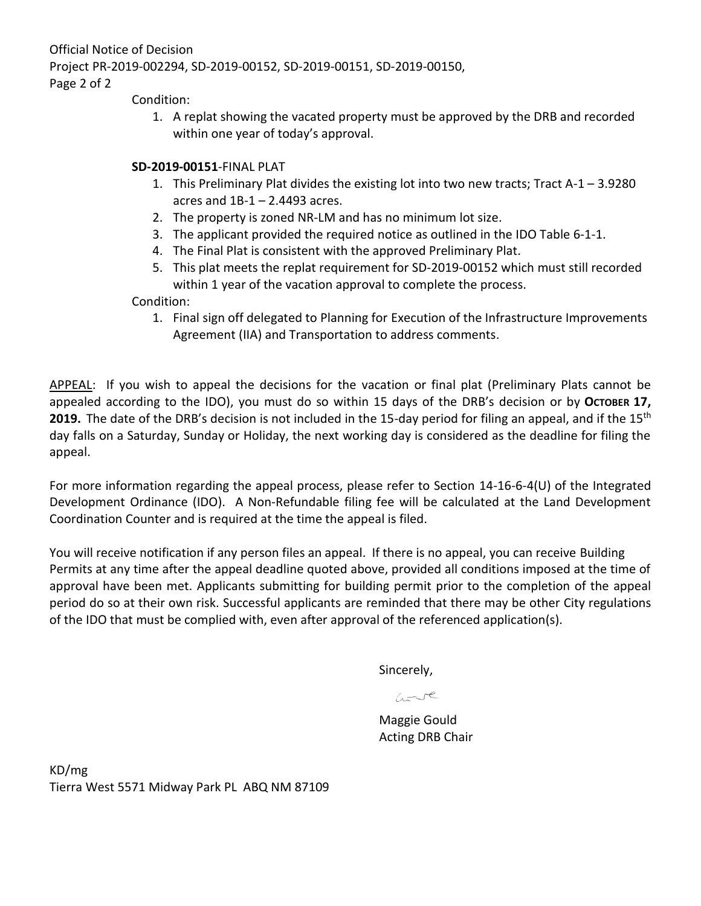Condition:

1. A replat showing the vacated property must be approved by the DRB and recorded within one year of today's approval.

**SD-2019-00151**-FINAL PLAT

1. This Preliminary Plat divides the existing lot into two new tracts; Tract A-1 – 3.9280 acres and 1B-1 – 2.4493 acres.
2. The property is zoned NR-LM and has no minimum lot size.
3. The applicant provided the required notice as outlined in the IDO Table 6-1-1.
4. The Final Plat is consistent with the approved Preliminary Plat.
5. This plat meets the replat requirement for SD-2019-00152 which must still recorded within 1 year of the vacation approval to complete the process.

Condition:

1. Final sign off delegated to Planning for Execution of the Infrastructure Improvements Agreement (IIA) and Transportation to address comments.

APPEAL: If you wish to appeal the decisions for the vacation or final plat (Preliminary Plats cannot be appealed according to the IDO), you must do so within 15 days of the DRB's decision or by **OCTOBER 17, 2019.** The date of the DRB's decision is not included in the 15-day period for filing an appeal, and if the 15th day falls on a Saturday, Sunday or Holiday, the next working day is considered as the deadline for filing the appeal.

For more information regarding the appeal process, please refer to Section 14-16-6-4(U) of the Integrated Development Ordinance (IDO). A Non-Refundable filing fee will be calculated at the Land Development Coordination Counter and is required at the time the appeal is filed.

You will receive notification if any person files an appeal. If there is no appeal, you can receive Building Permits at any time after the appeal deadline quoted above, provided all conditions imposed at the time of approval have been met. Applicants submitting for building permit prior to the completion of the appeal period do so at their own risk. Successful applicants are reminded that there may be other City regulations of the IDO that must be complied with, even after approval of the referenced application(s).

Sincerely,

Maggie Gould
Acting DRB Chair

KD/mg
Tierra West 5571 Midway Park PL ABQ NM 87109